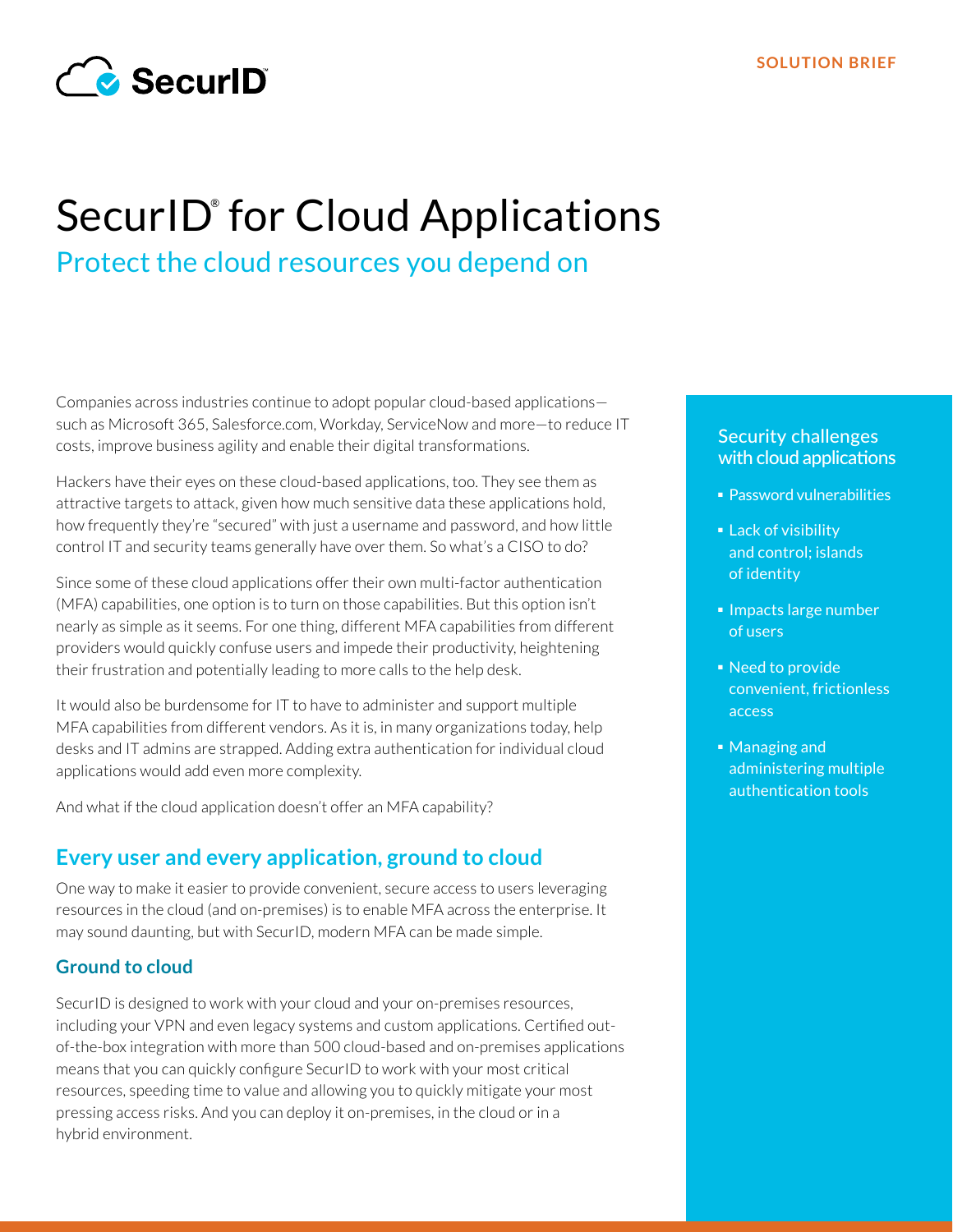SOLUTION BRIEF

# SecurID® for Cloud Applications

## Protect the cloud resources you depend on

Companies across industries continue to adopt popular cloud-based applications—such as Microsoft 365, Salesforce.com, Workday, ServiceNow and more—to reduce IT costs, improve business agility and enable their digital transformations.

Hackers have their eyes on these cloud-based applications, too. They see them as attractive targets to attack, given how much sensitive data these applications hold, how frequently they're "secured" with just a username and password, and how little control IT and security teams generally have over them. So what's a CISO to do?

Since some of these cloud applications offer their own multi-factor authentication (MFA) capabilities, one option is to turn on those capabilities. But this option isn't nearly as simple as it seems. For one thing, different MFA capabilities from different providers would quickly confuse users and impede their productivity, heightening their frustration and potentially leading to more calls to the help desk.

It would also be burdensome for IT to have to administer and support multiple MFA capabilities from different vendors. As it is, in many organizations today, help desks and IT admins are strapped. Adding extra authentication for individual cloud applications would add even more complexity.

And what if the cloud application doesn't offer an MFA capability?

### Security challenges with cloud applications

- Password vulnerabilities
- Lack of visibility and control; islands of identity
- Impacts large number of users
- Need to provide convenient, frictionless access
- Managing and administering multiple authentication tools

## Every user and every application, ground to cloud

One way to make it easier to provide convenient, secure access to users leveraging resources in the cloud (and on-premises) is to enable MFA across the enterprise. It may sound daunting, but with SecurID, modern MFA can be made simple.

### Ground to cloud

SecurID is designed to work with your cloud and your on-premises resources, including your VPN and even legacy systems and custom applications. Certified out-of-the-box integration with more than 500 cloud-based and on-premises applications means that you can quickly configure SecurID to work with your most critical resources, speeding time to value and allowing you to quickly mitigate your most pressing access risks. And you can deploy it on-premises, in the cloud or in a hybrid environment.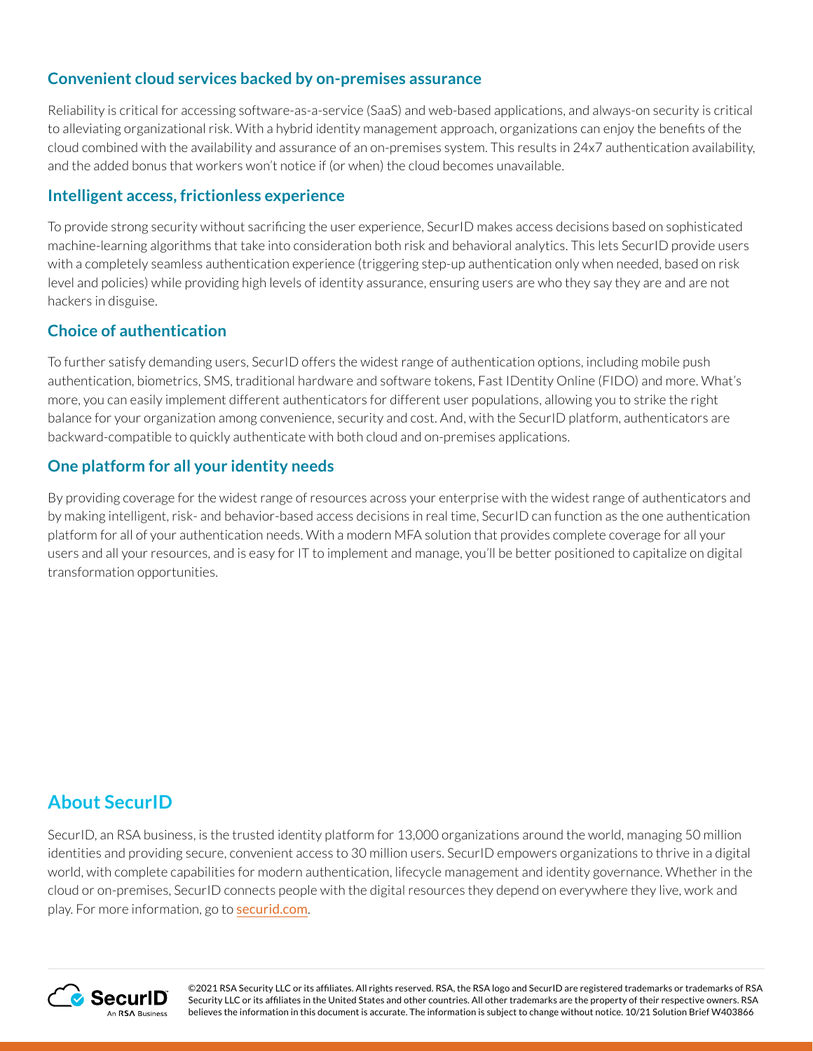### Convenient cloud services backed by on-premises assurance

Reliability is critical for accessing software-as-a-service (SaaS) and web-based applications, and always-on security is critical to alleviating organizational risk. With a hybrid identity management approach, organizations can enjoy the benefits of the cloud combined with the availability and assurance of an on-premises system. This results in 24x7 authentication availability, and the added bonus that workers won't notice if (or when) the cloud becomes unavailable.

### Intelligent access, frictionless experience

To provide strong security without sacrificing the user experience, SecurID makes access decisions based on sophisticated machine-learning algorithms that take into consideration both risk and behavioral analytics. This lets SecurID provide users with a completely seamless authentication experience (triggering step-up authentication only when needed, based on risk level and policies) while providing high levels of identity assurance, ensuring users are who they say they are and are not hackers in disguise.

### Choice of authentication

To further satisfy demanding users, SecurID offers the widest range of authentication options, including mobile push authentication, biometrics, SMS, traditional hardware and software tokens, Fast IDentity Online (FIDO) and more. What's more, you can easily implement different authenticators for different user populations, allowing you to strike the right balance for your organization among convenience, security and cost. And, with the SecurID platform, authenticators are backward-compatible to quickly authenticate with both cloud and on-premises applications.

### One platform for all your identity needs

By providing coverage for the widest range of resources across your enterprise with the widest range of authenticators and by making intelligent, risk- and behavior-based access decisions in real time, SecurID can function as the one authentication platform for all of your authentication needs. With a modern MFA solution that provides complete coverage for all your users and all your resources, and is easy for IT to implement and manage, you'll be better positioned to capitalize on digital transformation opportunities.

## About SecurID

SecurID, an RSA business, is the trusted identity platform for 13,000 organizations around the world, managing 50 million identities and providing secure, convenient access to 30 million users. SecurID empowers organizations to thrive in a digital world, with complete capabilities for modern authentication, lifecycle management and identity governance. Whether in the cloud or on-premises, SecurID connects people with the digital resources they depend on everywhere they live, work and play. For more information, go to securid.com.

SecurID An RSA Business

©2021 RSA Security LLC or its affiliates. All rights reserved. RSA, the RSA logo and SecurID are registered trademarks or trademarks of RSA Security LLC or its affiliates in the United States and other countries. All other trademarks are the property of their respective owners. RSA believes the information in this document is accurate. The information is subject to change without notice. 10/21 Solution Brief W403866